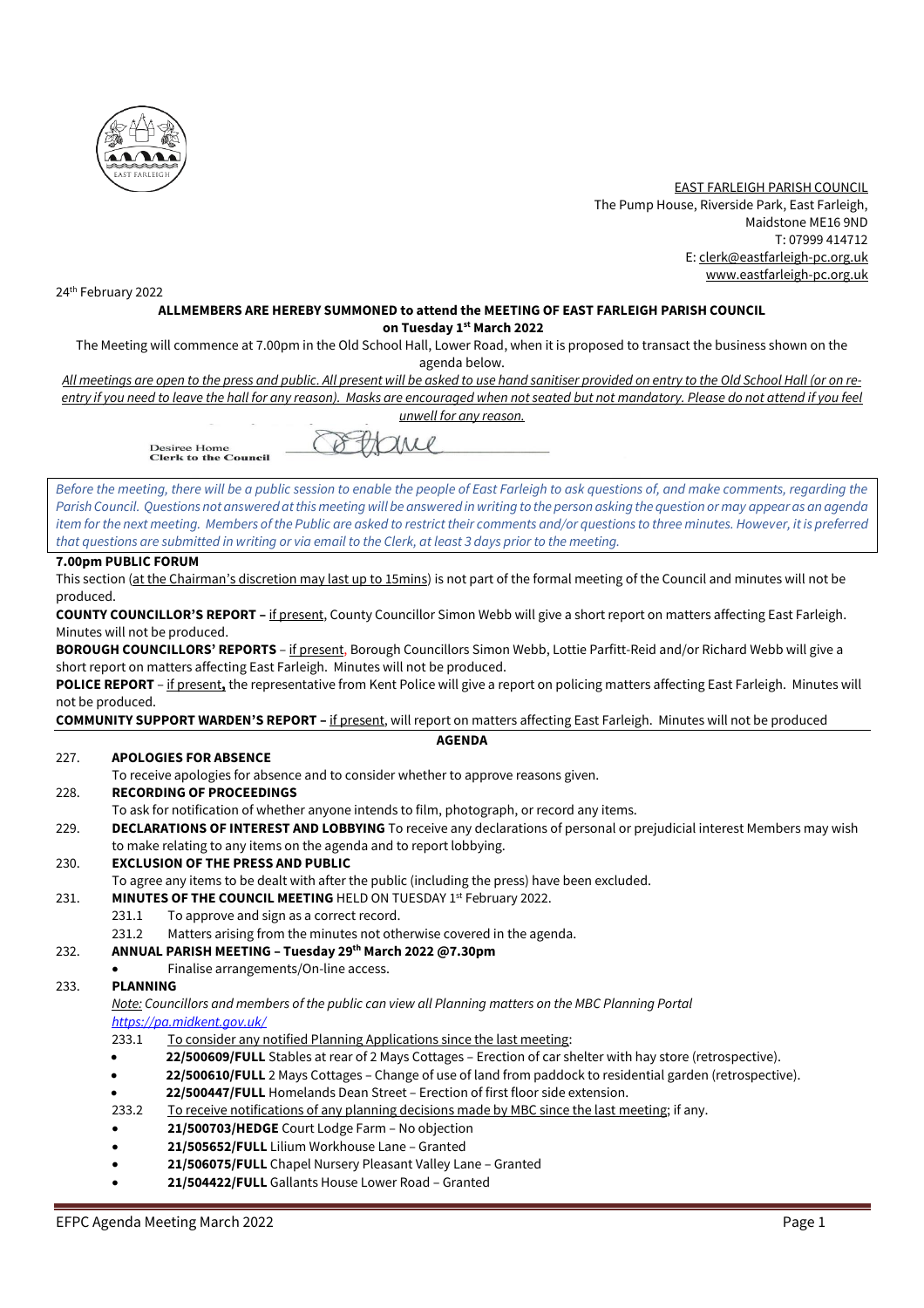EAST FARLEIGH PARISH COUNCIL
The Pump House, Riverside Park, East Farleigh,
Maidstone ME16 9ND
T: 07999 414712
E: clerk@eastfarleigh-pc.org.uk
www.eastfarleigh-pc.org.uk

24th February 2022

**ALLMEMBERS ARE HEREBY SUMMONED to attend the MEETING OF EAST FARLEIGH PARISH COUNCIL on Tuesday 1st March 2022**

The Meeting will commence at 7.00pm in the Old School Hall, Lower Road, when it is proposed to transact the business shown on the agenda below.

*All meetings are open to the press and public. All present will be asked to use hand sanitiser provided on entry to the Old School Hall (or on re-entry if you need to leave the hall for any reason). Masks are encouraged when not seated but not mandatory. Please do not attend if you feel unwell for any reason.*

Desiree Home
Clerk to the Council

*Before the meeting, there will be a public session to enable the people of East Farleigh to ask questions of, and make comments, regarding the Parish Council. Questions not answered at this meeting will be answered in writing to the person asking the question or may appear as an agenda item for the next meeting. Members of the Public are asked to restrict their comments and/or questions to three minutes. However, it is preferred that questions are submitted in writing or via email to the Clerk, at least 3 days prior to the meeting.*

**7.00pm PUBLIC FORUM**

This section (at the Chairman's discretion may last up to 15mins) is not part of the formal meeting of the Council and minutes will not be produced.

**COUNTY COUNCILLOR'S REPORT –** if present, County Councillor Simon Webb will give a short report on matters affecting East Farleigh. Minutes will not be produced.

**BOROUGH COUNCILLORS' REPORTS** – if present, Borough Councillors Simon Webb, Lottie Parfitt-Reid and/or Richard Webb will give a short report on matters affecting East Farleigh. Minutes will not be produced.

**POLICE REPORT** – if present**,** the representative from Kent Police will give a report on policing matters affecting East Farleigh. Minutes will not be produced.

**COMMUNITY SUPPORT WARDEN'S REPORT –** if present, will report on matters affecting East Farleigh. Minutes will not be produced

## AGENDA

227. **APOLOGIES FOR ABSENCE**
To receive apologies for absence and to consider whether to approve reasons given.

228. **RECORDING OF PROCEEDINGS**
To ask for notification of whether anyone intends to film, photograph, or record any items.

229. **DECLARATIONS OF INTEREST AND LOBBYING** To receive any declarations of personal or prejudicial interest Members may wish to make relating to any items on the agenda and to report lobbying.

230. **EXCLUSION OF THE PRESS AND PUBLIC**
To agree any items to be dealt with after the public (including the press) have been excluded.

231. **MINUTES OF THE COUNCIL MEETING** HELD ON TUESDAY 1st February 2022.
    - 231.1 To approve and sign as a correct record.
    - 231.2 Matters arising from the minutes not otherwise covered in the agenda.

232. **ANNUAL PARISH MEETING – Tuesday 29th March 2022 @7.30pm**
    - Finalise arrangements/On-line access.

233. **PLANNING**
*Note: Councillors and members of the public can view all Planning matters on the MBC Planning Portal* *https://pa.midkent.gov.uk/*
    - 233.1 To consider any notified Planning Applications since the last meeting:
        - **22/500609/FULL** Stables at rear of 2 Mays Cottages – Erection of car shelter with hay store (retrospective).
        - **22/500610/FULL** 2 Mays Cottages – Change of use of land from paddock to residential garden (retrospective).
        - **22/500447/FULL** Homelands Dean Street – Erection of first floor side extension.
    - 233.2 To receive notifications of any planning decisions made by MBC since the last meeting; if any.
        - **21/500703/HEDGE** Court Lodge Farm – No objection
        - **21/505652/FULL** Lilium Workhouse Lane – Granted
        - **21/506075/FULL** Chapel Nursery Pleasant Valley Lane – Granted
        - **21/504422/FULL** Gallants House Lower Road – Granted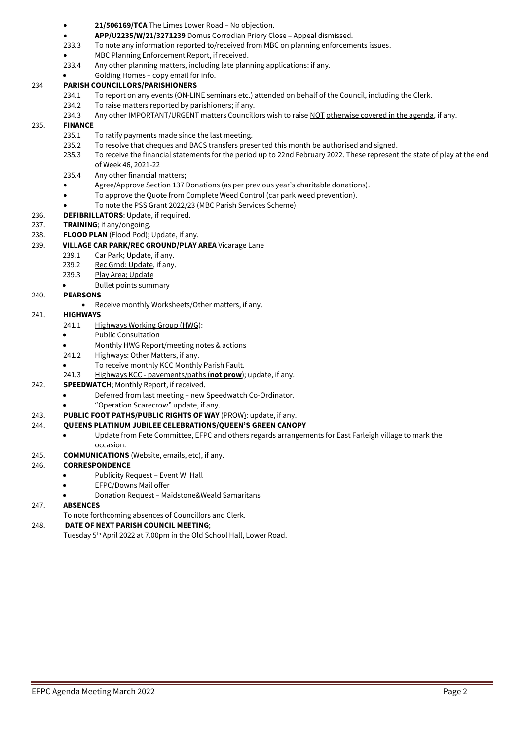- **21/506169/TCA** The Limes Lower Road – No objection.
- **APP/U2235/W/21/3271239** Domus Corrodian Priory Close – Appeal dismissed.

233.3 To note any information reported to/received from MBC on planning enforcements issues.

- MBC Planning Enforcement Report, if received.

233.4 Any other planning matters, including late planning applications: if any.

- Golding Homes – copy email for info.

**234 PARISH COUNCILLORS/PARISHIONERS**

234.1 To report on any events (ON-LINE seminars etc.) attended on behalf of the Council, including the Clerk.

234.2 To raise matters reported by parishioners; if any.

234.3 Any other IMPORTANT/URGENT matters Councillors wish to raise NOT otherwise covered in the agenda, if any.

**235. FINANCE**

235.1 To ratify payments made since the last meeting.

235.2 To resolve that cheques and BACS transfers presented this month be authorised and signed.

235.3 To receive the financial statements for the period up to 22nd February 2022. These represent the state of play at the end of Week 46, 2021-22

235.4 Any other financial matters;

- Agree/Approve Section 137 Donations (as per previous year's charitable donations).
- To approve the Quote from Complete Weed Control (car park weed prevention).
- To note the PSS Grant 2022/23 (MBC Parish Services Scheme)

**236. DEFIBRILLATORS**: Update, if required.

**237. TRAINING**; if any/ongoing.

**238. FLOOD PLAN** (Flood Pod); Update, if any.

**239. VILLAGE CAR PARK/REC GROUND/PLAY AREA** Vicarage Lane

239.1 Car Park; Update, if any.

239.2 Rec Grnd; Update, if any.

239.3 Play Area; Update

- Bullet points summary

**240. PEARSONS**

- Receive monthly Worksheets/Other matters, if any.

**241. HIGHWAYS**

241.1 Highways Working Group (HWG):

- Public Consultation
- Monthly HWG Report/meeting notes & actions

241.2 Highways: Other Matters, if any.

- To receive monthly KCC Monthly Parish Fault.

241.3 Highways KCC - pavements/paths (**not prow**); update, if any.

**242. SPEEDWATCH**; Monthly Report, if received.

- Deferred from last meeting – new Speedwatch Co-Ordinator.
- "Operation Scarecrow" update, if any.

**243. PUBLIC FOOT PATHS/PUBLIC RIGHTS OF WAY** (PROW): update, if any.

**244. QUEENS PLATINUM JUBILEE CELEBRATIONS/QUEEN'S GREEN CANOPY**

- Update from Fete Committee, EFPC and others regards arrangements for East Farleigh village to mark the occasion.

**245. COMMUNICATIONS** (Website, emails, etc), if any.

**246. CORRESPONDENCE**

- Publicity Request – Event WI Hall
- EFPC/Downs Mail offer
- Donation Request – Maidstone&Weald Samaritans

**247. ABSENCES**

To note forthcoming absences of Councillors and Clerk.

**248. DATE OF NEXT PARISH COUNCIL MEETING**;

Tuesday 5th April 2022 at 7.00pm in the Old School Hall, Lower Road.